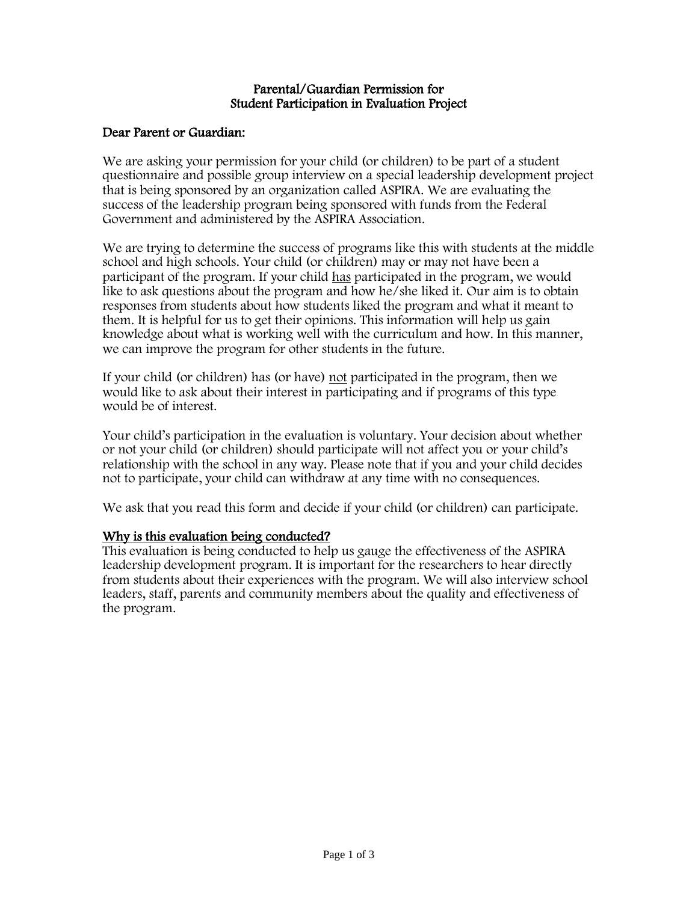**Parental/Guardian Permission for**
**Student Participation in Evaluation Project**

**Dear Parent or Guardian:**

We are asking your permission for your child (or children) to be part of a student questionnaire and possible group interview on a special leadership development project that is being sponsored by an organization called ASPIRA. We are evaluating the success of the leadership program being sponsored with funds from the Federal Government and administered by the ASPIRA Association.

We are trying to determine the success of programs like this with students at the middle school and high schools. Your child (or children) may or may not have been a participant of the program. If your child <u>has</u> participated in the program, we would like to ask questions about the program and how he/she liked it. Our aim is to obtain responses from students about how students liked the program and what it meant to them. It is helpful for us to get their opinions. This information will help us gain knowledge about what is working well with the curriculum and how. In this manner, we can improve the program for other students in the future.

If your child (or children) has (or have) <u>not</u> participated in the program, then we would like to ask about their interest in participating and if programs of this type would be of interest.

Your child's participation in the evaluation is voluntary. Your decision about whether or not your child (or children) should participate will not affect you or your child's relationship with the school in any way. Please note that if you and your child decides not to participate, your child can withdraw at any time with no consequences.

We ask that you read this form and decide if your child (or children) can participate.

**<u>Why is this evaluation being conducted?</u>**

This evaluation is being conducted to help us gauge the effectiveness of the ASPIRA leadership development program. It is important for the researchers to hear directly from students about their experiences with the program. We will also interview school leaders, staff, parents and community members about the quality and effectiveness of the program.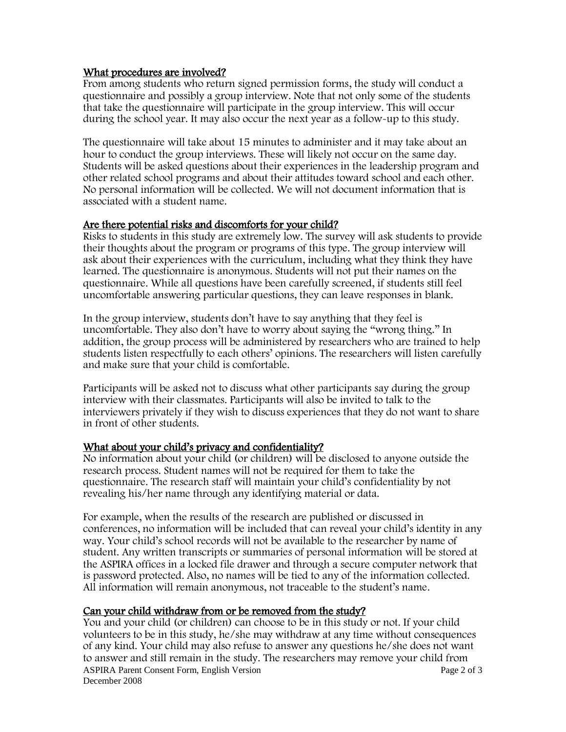## What procedures are involved?

From among students who return signed permission forms, the study will conduct a questionnaire and possibly a group interview. Note that not only some of the students that take the questionnaire will participate in the group interview. This will occur during the school year. It may also occur the next year as a follow-up to this study.

The questionnaire will take about 15 minutes to administer and it may take about an hour to conduct the group interviews. These will likely not occur on the same day. Students will be asked questions about their experiences in the leadership program and other related school programs and about their attitudes toward school and each other. No personal information will be collected. We will not document information that is associated with a student name.

## Are there potential risks and discomforts for your child?

Risks to students in this study are extremely low. The survey will ask students to provide their thoughts about the program or programs of this type. The group interview will ask about their experiences with the curriculum, including what they think they have learned. The questionnaire is anonymous. Students will not put their names on the questionnaire. While all questions have been carefully screened, if students still feel uncomfortable answering particular questions, they can leave responses in blank.

In the group interview, students don't have to say anything that they feel is uncomfortable. They also don't have to worry about saying the "wrong thing." In addition, the group process will be administered by researchers who are trained to help students listen respectfully to each others' opinions. The researchers will listen carefully and make sure that your child is comfortable.

Participants will be asked not to discuss what other participants say during the group interview with their classmates. Participants will also be invited to talk to the interviewers privately if they wish to discuss experiences that they do not want to share in front of other students.

## What about your child's privacy and confidentiality?

No information about your child (or children) will be disclosed to anyone outside the research process. Student names will not be required for them to take the questionnaire. The research staff will maintain your child's confidentiality by not revealing his/her name through any identifying material or data.

For example, when the results of the research are published or discussed in conferences, no information will be included that can reveal your child's identity in any way. Your child's school records will not be available to the researcher by name of student. Any written transcripts or summaries of personal information will be stored at the ASPIRA offices in a locked file drawer and through a secure computer network that is password protected. Also, no names will be tied to any of the information collected. All information will remain anonymous, not traceable to the student's name.

## Can your child withdraw from or be removed from the study?

You and your child (or children) can choose to be in this study or not. If your child volunteers to be in this study, he/she may withdraw at any time without consequences of any kind. Your child may also refuse to answer any questions he/she does not want to answer and still remain in the study. The researchers may remove your child from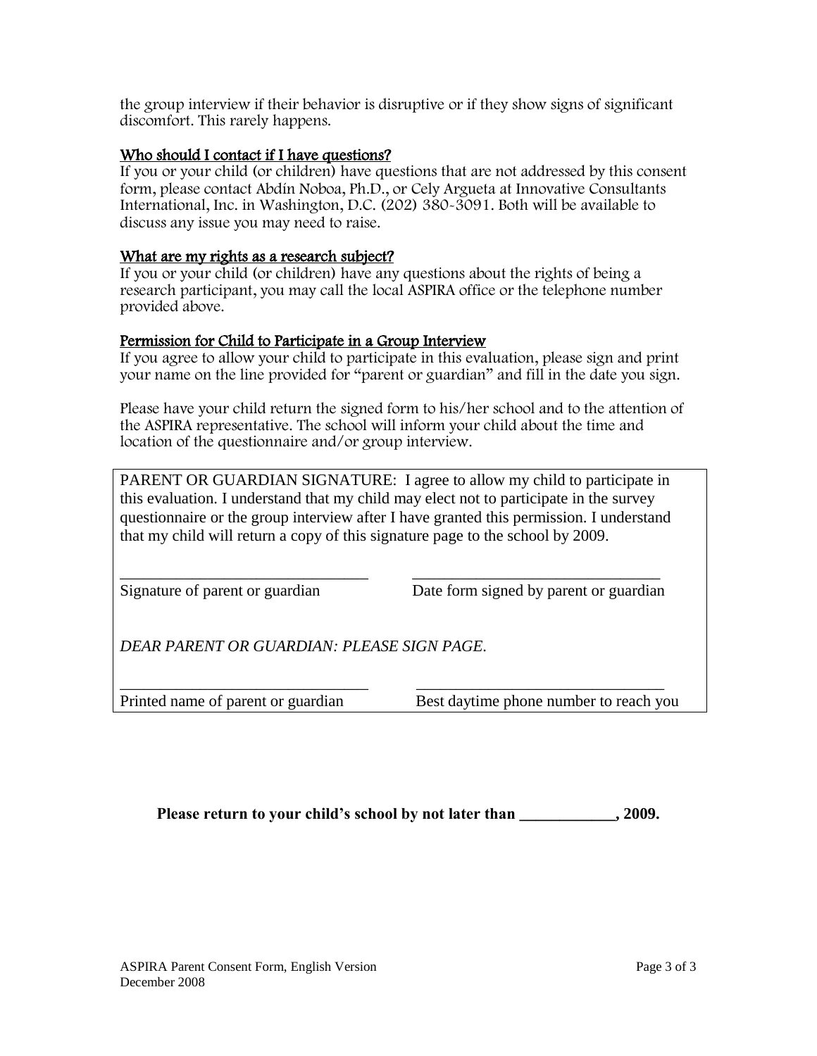the group interview if their behavior is disruptive or if they show signs of significant discomfort. This rarely happens.

## Who should I contact if I have questions?

If you or your child (or children) have questions that are not addressed by this consent form, please contact Abdín Noboa, Ph.D., or Cely Argueta at Innovative Consultants International, Inc. in Washington, D.C. (202) 380-3091. Both will be available to discuss any issue you may need to raise.

## What are my rights as a research subject?

If you or your child (or children) have any questions about the rights of being a research participant, you may call the local ASPIRA office or the telephone number provided above.

## Permission for Child to Participate in a Group Interview

If you agree to allow your child to participate in this evaluation, please sign and print your name on the line provided for "parent or guardian" and fill in the date you sign.

Please have your child return the signed form to his/her school and to the attention of the ASPIRA representative. The school will inform your child about the time and location of the questionnaire and/or group interview.

PARENT OR GUARDIAN SIGNATURE: I agree to allow my child to participate in this evaluation. I understand that my child may elect not to participate in the survey questionnaire or the group interview after I have granted this permission. I understand that my child will return a copy of this signature page to the school by 2009.

_______________________________ _______________________________
Signature of parent or guardian Date form signed by parent or guardian

*DEAR PARENT OR GUARDIAN: PLEASE SIGN PAGE.*

_______________________________ _______________________________
Printed name of parent or guardian Best daytime phone number to reach you

**Please return to your child's school by not later than ____________, 2009.**

ASPIRA Parent Consent Form, English Version
December 2008